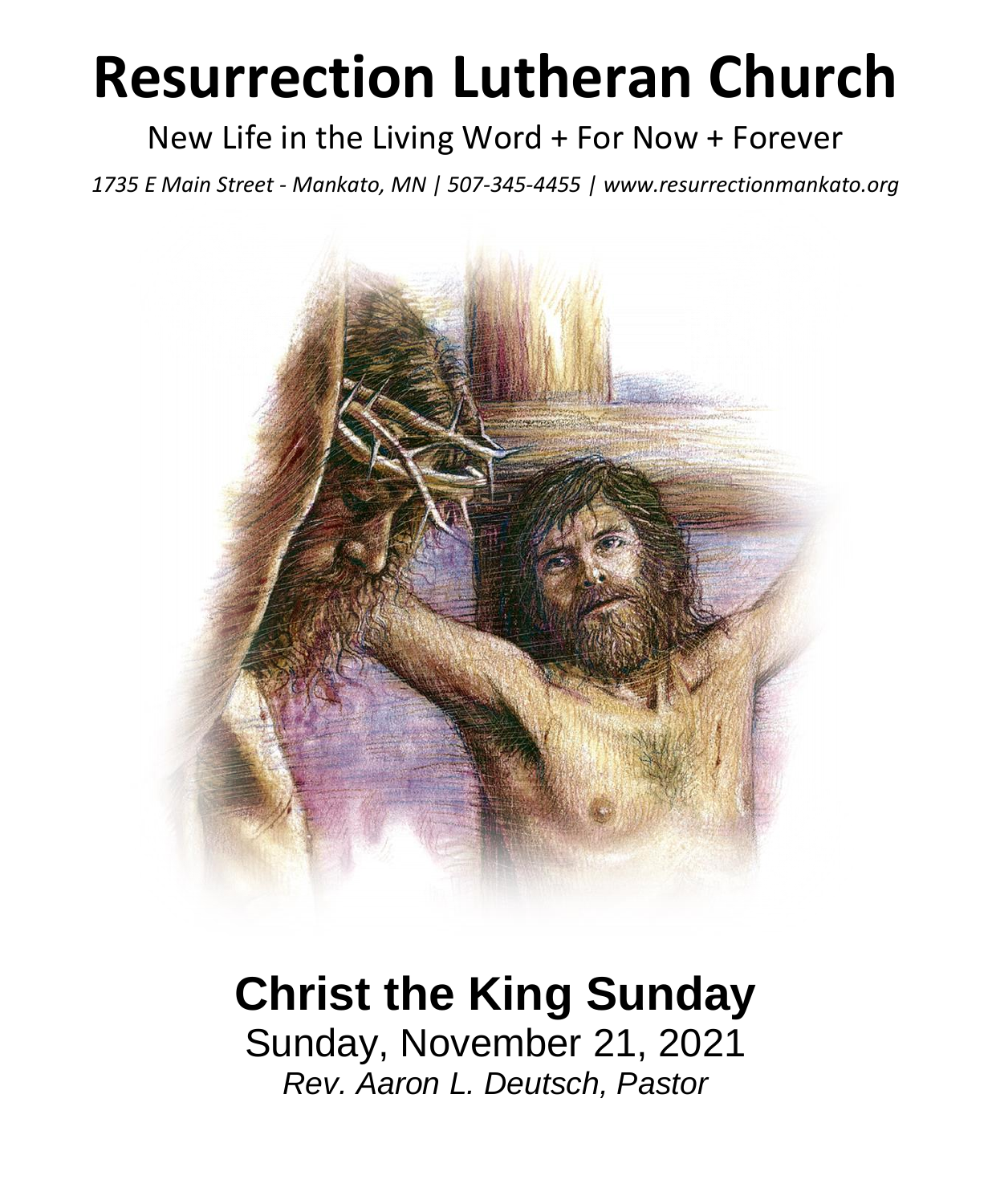# Resurrection Lutheran Church

New Life in the Living Word + For Now + Forever

*1735 E Main Street - Mankato, MN | 507-345-4455 | www.resurrectionmankato.org*

## Christ the King Sunday

Sunday, November 21, 2021

*Rev. Aaron L. Deutsch, Pastor*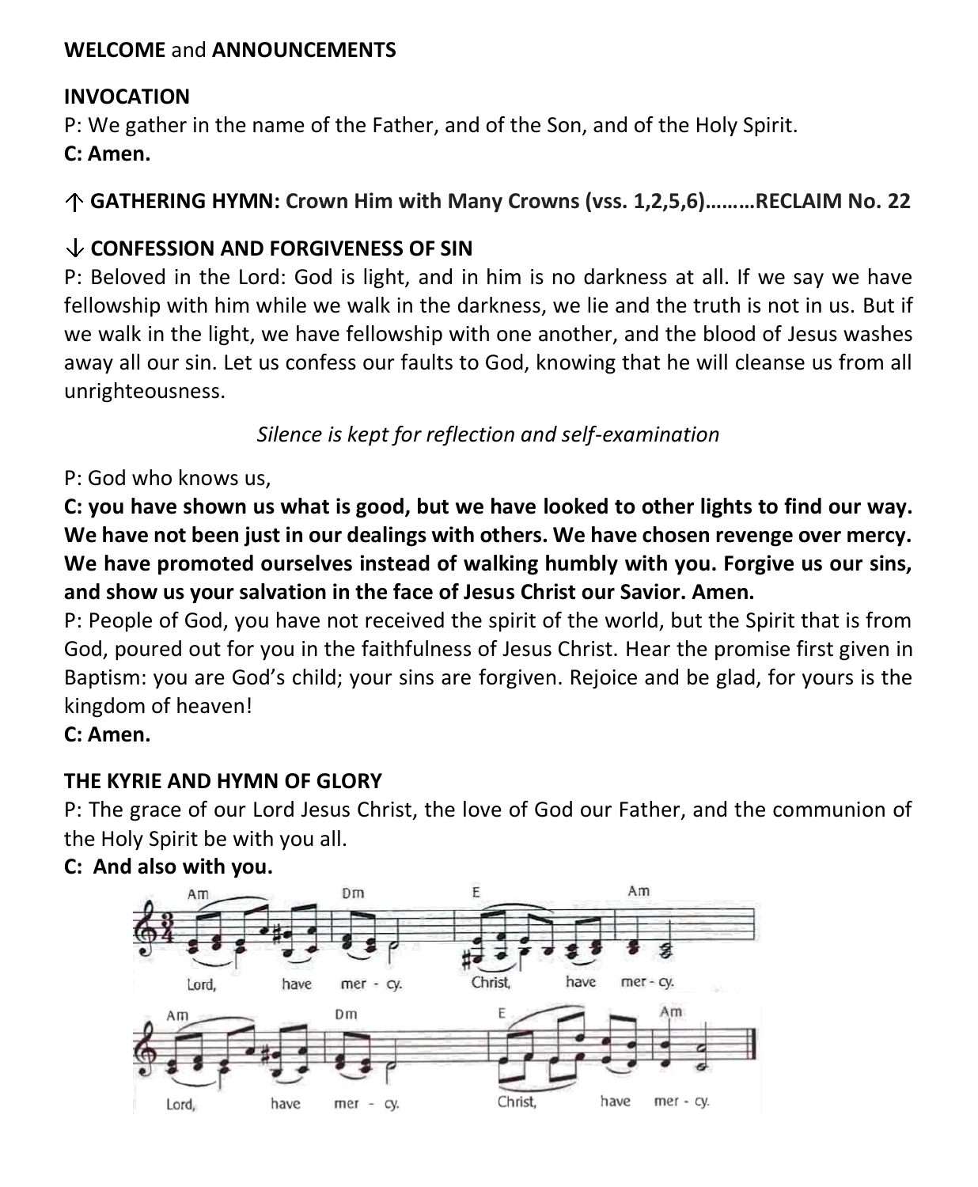**WELCOME** and **ANNOUNCEMENTS**

**INVOCATION**

P: We gather in the name of the Father, and of the Son, and of the Holy Spirit.

**C: Amen.**

↑ **GATHERING HYMN: Crown Him with Many Crowns (vss. 1,2,5,6)………RECLAIM No. 22**

↓ **CONFESSION AND FORGIVENESS OF SIN**

P: Beloved in the Lord: God is light, and in him is no darkness at all. If we say we have fellowship with him while we walk in the darkness, we lie and the truth is not in us. But if we walk in the light, we have fellowship with one another, and the blood of Jesus washes away all our sin. Let us confess our faults to God, knowing that he will cleanse us from all unrighteousness.

*Silence is kept for reflection and self-examination*

P: God who knows us,

**C: you have shown us what is good, but we have looked to other lights to find our way. We have not been just in our dealings with others. We have chosen revenge over mercy. We have promoted ourselves instead of walking humbly with you. Forgive us our sins, and show us your salvation in the face of Jesus Christ our Savior. Amen.**

P: People of God, you have not received the spirit of the world, but the Spirit that is from God, poured out for you in the faithfulness of Jesus Christ. Hear the promise first given in Baptism: you are God's child; your sins are forgiven. Rejoice and be glad, for yours is the kingdom of heaven!

**C: Amen.**

**THE KYRIE AND HYMN OF GLORY**

P: The grace of our Lord Jesus Christ, the love of God our Father, and the communion of the Holy Spirit be with you all.

**C: And also with you.**

Am Dm E Am

Lord, have mer - cy. Christ, have mer - cy.

Am Dm E Am

Lord, have mer - cy. Christ, have mer - cy.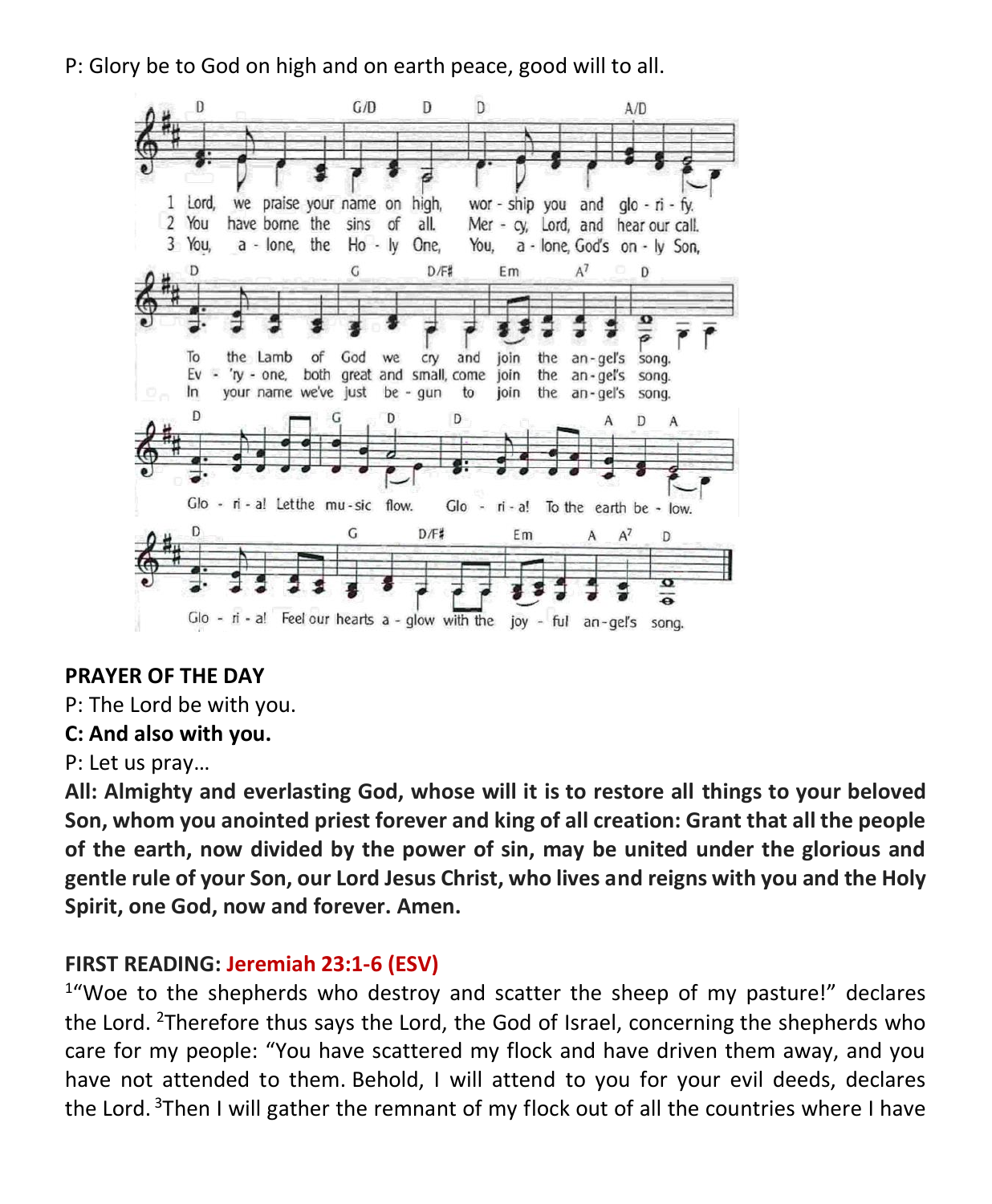P: Glory be to God on high and on earth peace, good will to all.

1 Lord, we praise your name on high, worship you and glorify.
2 You have borne the sins of all. Mercy, Lord, and hear our call.
3 You, alone, the Holy One, You, alone, God's only Son,

To the Lamb of God we cry and join the angel's song.
Ev'ryone, both great and small, come join the angel's song.
In your name we've just begun to join the angel's song.

Gloria! Let the music flow. Gloria! To the earth below.

Gloria! Feel our hearts aglow with the joyful angel's song.

**PRAYER OF THE DAY**

P: The Lord be with you.

**C: And also with you.**

P: Let us pray…

**All: Almighty and everlasting God, whose will it is to restore all things to your beloved Son, whom you anointed priest forever and king of all creation: Grant that all the people of the earth, now divided by the power of sin, may be united under the glorious and gentle rule of your Son, our Lord Jesus Christ, who lives and reigns with you and the Holy Spirit, one God, now and forever. Amen.**

**FIRST READING: Jeremiah 23:1-6 (ESV)**

[1]"Woe to the shepherds who destroy and scatter the sheep of my pasture!" declares the Lord. [2]Therefore thus says the Lord, the God of Israel, concerning the shepherds who care for my people: "You have scattered my flock and have driven them away, and you have not attended to them. Behold, I will attend to you for your evil deeds, declares the Lord. [3]Then I will gather the remnant of my flock out of all the countries where I have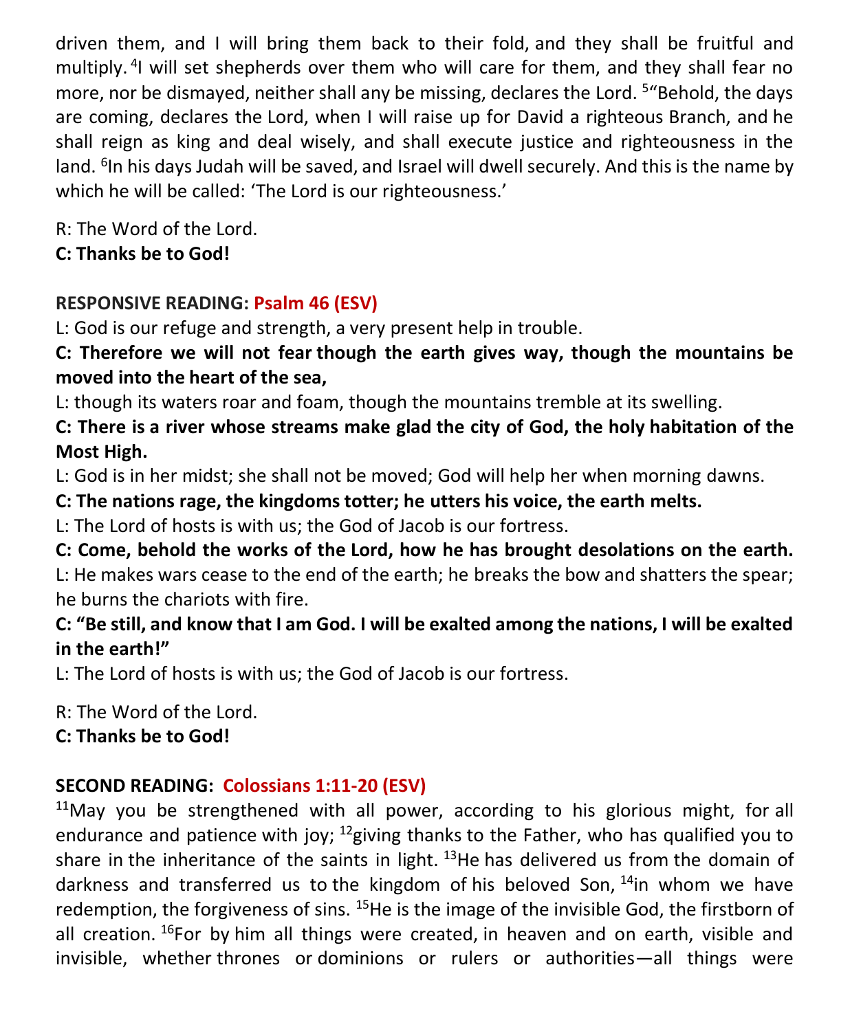driven them, and I will bring them back to their fold, and they shall be fruitful and multiply. [4]I will set shepherds over them who will care for them, and they shall fear no more, nor be dismayed, neither shall any be missing, declares the Lord. [5]"Behold, the days are coming, declares the Lord, when I will raise up for David a righteous Branch, and he shall reign as king and deal wisely, and shall execute justice and righteousness in the land. [6]In his days Judah will be saved, and Israel will dwell securely. And this is the name by which he will be called: 'The Lord is our righteousness.'

R: The Word of the Lord.
**C: Thanks be to God!**

**RESPONSIVE READING: Psalm 46 (ESV)**

L: God is our refuge and strength, a very present help in trouble.
**C: Therefore we will not fear though the earth gives way, though the mountains be moved into the heart of the sea,**
L: though its waters roar and foam, though the mountains tremble at its swelling.
**C: There is a river whose streams make glad the city of God, the holy habitation of the Most High.**
L: God is in her midst; she shall not be moved; God will help her when morning dawns.
**C: The nations rage, the kingdoms totter; he utters his voice, the earth melts.**
L: The Lord of hosts is with us; the God of Jacob is our fortress.
**C: Come, behold the works of the Lord, how he has brought desolations on the earth.**
L: He makes wars cease to the end of the earth; he breaks the bow and shatters the spear; he burns the chariots with fire.
**C: "Be still, and know that I am God. I will be exalted among the nations, I will be exalted in the earth!"**
L: The Lord of hosts is with us; the God of Jacob is our fortress.

R: The Word of the Lord.
**C: Thanks be to God!**

**SECOND READING: Colossians 1:11-20 (ESV)**

[11]May you be strengthened with all power, according to his glorious might, for all endurance and patience with joy; [12]giving thanks to the Father, who has qualified you to share in the inheritance of the saints in light. [13]He has delivered us from the domain of darkness and transferred us to the kingdom of his beloved Son, [14]in whom we have redemption, the forgiveness of sins. [15]He is the image of the invisible God, the firstborn of all creation. [16]For by him all things were created, in heaven and on earth, visible and invisible, whether thrones or dominions or rulers or authorities—all things were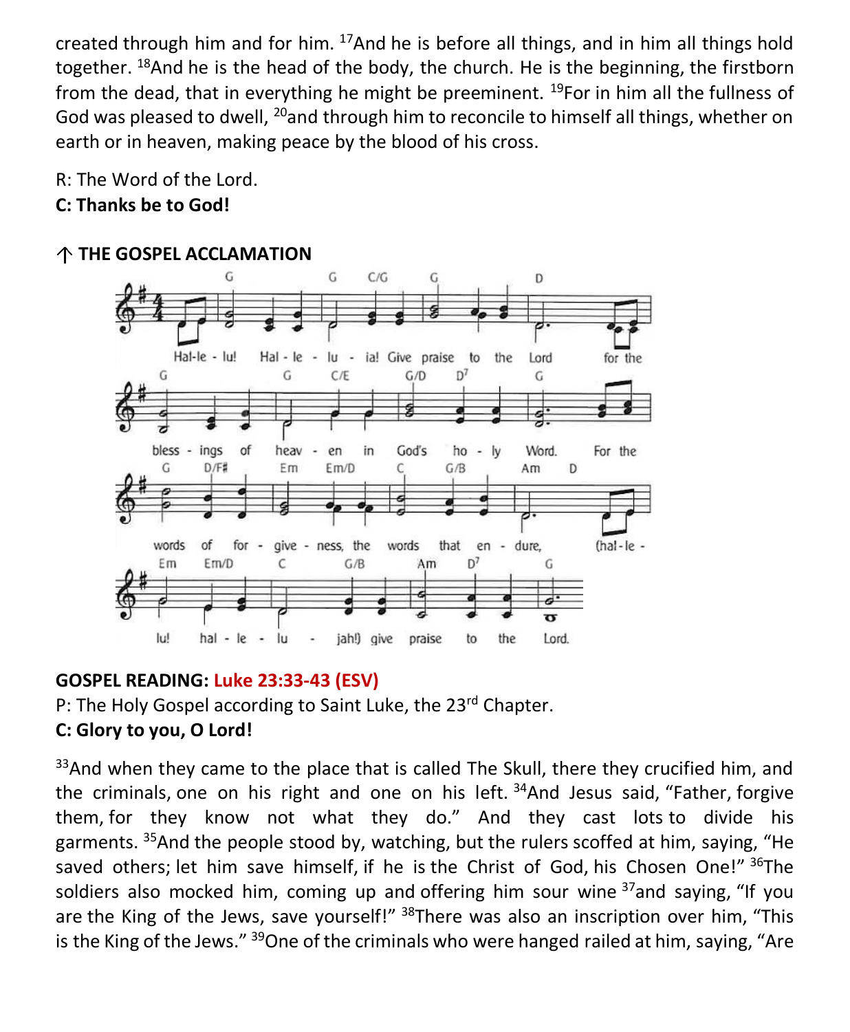created through him and for him. [17]And he is before all things, and in him all things hold together. [18]And he is the head of the body, the church. He is the beginning, the firstborn from the dead, that in everything he might be preeminent. [19]For in him all the fullness of God was pleased to dwell, [20]and through him to reconcile to himself all things, whether on earth or in heaven, making peace by the blood of his cross.

R: The Word of the Lord.
**C: Thanks be to God!**

**↑ THE GOSPEL ACCLAMATION**

Hal-le - lu! Hal - le - lu - ia! Give praise to the Lord for the bless - ings of heav - en in God's ho - ly Word. For the words of for - give - ness, the words that en - dure, (hal - le - lu! hal - le - lu - jah!) give praise to the Lord.

**GOSPEL READING: Luke 23:33-43 (ESV)**
P: The Holy Gospel according to Saint Luke, the 23rd Chapter.
**C: Glory to you, O Lord!**

[33]And when they came to the place that is called The Skull, there they crucified him, and the criminals, one on his right and one on his left. [34]And Jesus said, "Father, forgive them, for they know not what they do." And they cast lots to divide his garments. [35]And the people stood by, watching, but the rulers scoffed at him, saying, "He saved others; let him save himself, if he is the Christ of God, his Chosen One!" [36]The soldiers also mocked him, coming up and offering him sour wine [37]and saying, "If you are the King of the Jews, save yourself!" [38]There was also an inscription over him, "This is the King of the Jews." [39]One of the criminals who were hanged railed at him, saying, "Are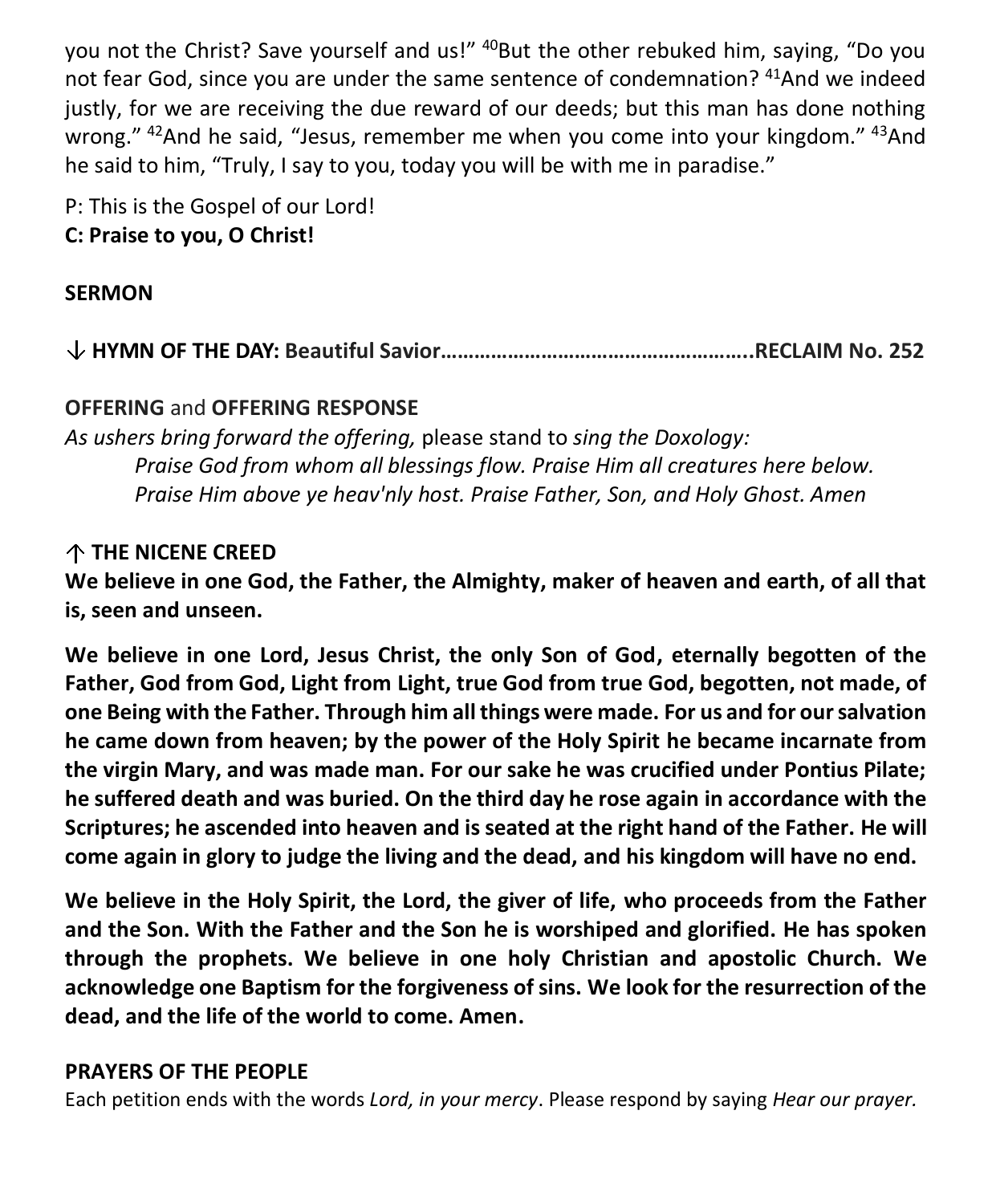you not the Christ? Save yourself and us!" [40]But the other rebuked him, saying, "Do you not fear God, since you are under the same sentence of condemnation? [41]And we indeed justly, for we are receiving the due reward of our deeds; but this man has done nothing wrong." [42]And he said, "Jesus, remember me when you come into your kingdom." [43]And he said to him, "Truly, I say to you, today you will be with me in paradise."

P: This is the Gospel of our Lord!
**C: Praise to you, O Christ!**

**SERMON**

↓ **HYMN OF THE DAY: Beautiful Savior……………………………………………..RECLAIM No. 252**

**OFFERING** and **OFFERING RESPONSE**
*As ushers bring forward the offering,* please stand to *sing the Doxology:*
*Praise God from whom all blessings flow. Praise Him all creatures here below.*
*Praise Him above ye heav'nly host. Praise Father, Son, and Holy Ghost. Amen*

↑ **THE NICENE CREED**
**We believe in one God, the Father, the Almighty, maker of heaven and earth, of all that is, seen and unseen.**

**We believe in one Lord, Jesus Christ, the only Son of God, eternally begotten of the Father, God from God, Light from Light, true God from true God, begotten, not made, of one Being with the Father. Through him all things were made. For us and for our salvation he came down from heaven; by the power of the Holy Spirit he became incarnate from the virgin Mary, and was made man. For our sake he was crucified under Pontius Pilate; he suffered death and was buried. On the third day he rose again in accordance with the Scriptures; he ascended into heaven and is seated at the right hand of the Father. He will come again in glory to judge the living and the dead, and his kingdom will have no end.**

**We believe in the Holy Spirit, the Lord, the giver of life, who proceeds from the Father and the Son. With the Father and the Son he is worshiped and glorified. He has spoken through the prophets. We believe in one holy Christian and apostolic Church. We acknowledge one Baptism for the forgiveness of sins. We look for the resurrection of the dead, and the life of the world to come. Amen.**

**PRAYERS OF THE PEOPLE**
Each petition ends with the words *Lord, in your mercy*. Please respond by saying *Hear our prayer.*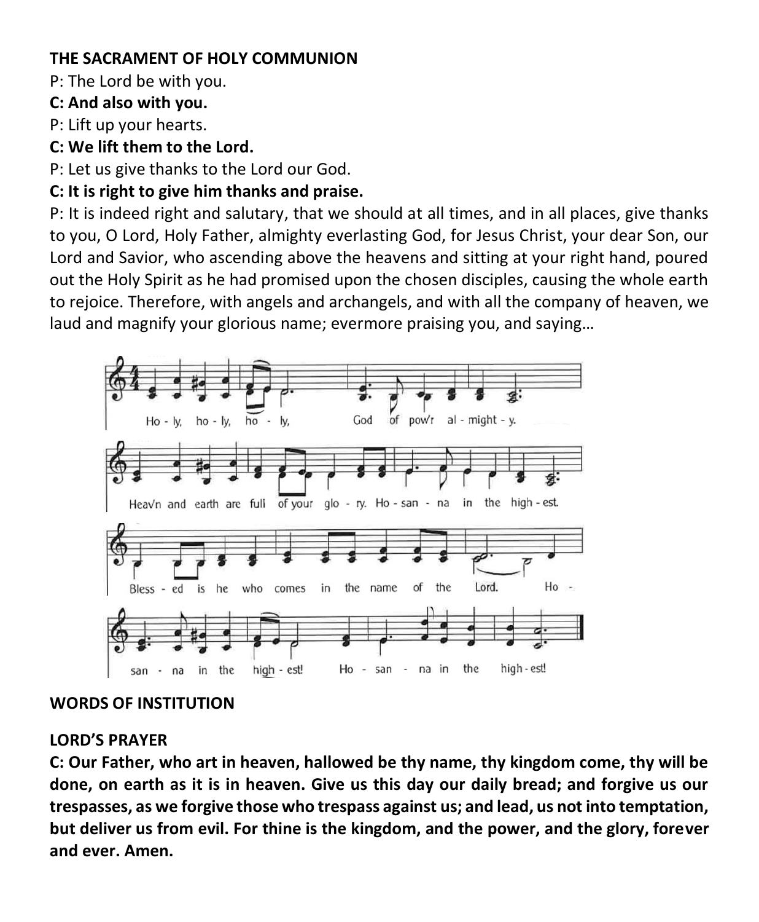**THE SACRAMENT OF HOLY COMMUNION**

P: The Lord be with you.

**C: And also with you.**

P: Lift up your hearts.

**C: We lift them to the Lord.**

P: Let us give thanks to the Lord our God.

**C: It is right to give him thanks and praise.**

P: It is indeed right and salutary, that we should at all times, and in all places, give thanks to you, O Lord, Holy Father, almighty everlasting God, for Jesus Christ, your dear Son, our Lord and Savior, who ascending above the heavens and sitting at your right hand, poured out the Holy Spirit as he had promised upon the chosen disciples, causing the whole earth to rejoice. Therefore, with angels and archangels, and with all the company of heaven, we laud and magnify your glorious name; evermore praising you, and saying…

Ho - ly, ho - ly, ho - ly, God of pow'r al - might - y.

Heav'n and earth are full of your glo - ry. Ho - san - na in the high - est.

Bless - ed is he who comes in the name of the Lord. Ho -

san - na in the high - est! Ho - san - na in the high - est!

**WORDS OF INSTITUTION**

**LORD'S PRAYER**

**C: Our Father, who art in heaven, hallowed be thy name, thy kingdom come, thy will be done, on earth as it is in heaven. Give us this day our daily bread; and forgive us our trespasses, as we forgive those who trespass against us; and lead, us not into temptation, but deliver us from evil. For thine is the kingdom, and the power, and the glory, forever and ever. Amen.**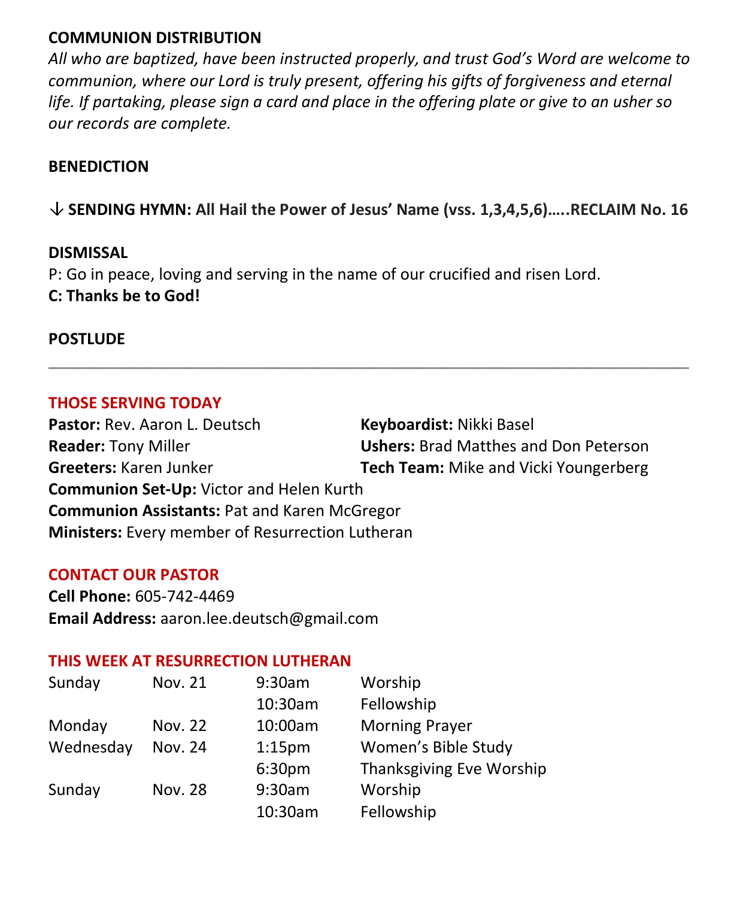**COMMUNION DISTRIBUTION**

*All who are baptized, have been instructed properly, and trust God's Word are welcome to communion, where our Lord is truly present, offering his gifts of forgiveness and eternal life. If partaking, please sign a card and place in the offering plate or give to an usher so our records are complete.*

**BENEDICTION**

↓ **SENDING HYMN: All Hail the Power of Jesus' Name (vss. 1,3,4,5,6)…..RECLAIM No. 16**

**DISMISSAL**

P: Go in peace, loving and serving in the name of our crucified and risen Lord.
**C: Thanks be to God!**

**POSTLUDE**

---

## THOSE SERVING TODAY

**Pastor:** Rev. Aaron L. Deutsch
**Reader:** Tony Miller
**Greeters:** Karen Junker
**Keyboardist:** Nikki Basel
**Ushers:** Brad Matthes and Don Peterson
**Tech Team:** Mike and Vicki Youngerberg
**Communion Set-Up:** Victor and Helen Kurth
**Communion Assistants:** Pat and Karen McGregor
**Ministers:** Every member of Resurrection Lutheran

## CONTACT OUR PASTOR

**Cell Phone:** 605-742-4469
**Email Address:** aaron.lee.deutsch@gmail.com

## THIS WEEK AT RESURRECTION LUTHERAN

| | | | |
|---|---|---|---|
| Sunday | Nov. 21 | 9:30am | Worship |
| | | 10:30am | Fellowship |
| Monday | Nov. 22 | 10:00am | Morning Prayer |
| Wednesday | Nov. 24 | 1:15pm | Women's Bible Study |
| | | 6:30pm | Thanksgiving Eve Worship |
| Sunday | Nov. 28 | 9:30am | Worship |
| | | 10:30am | Fellowship |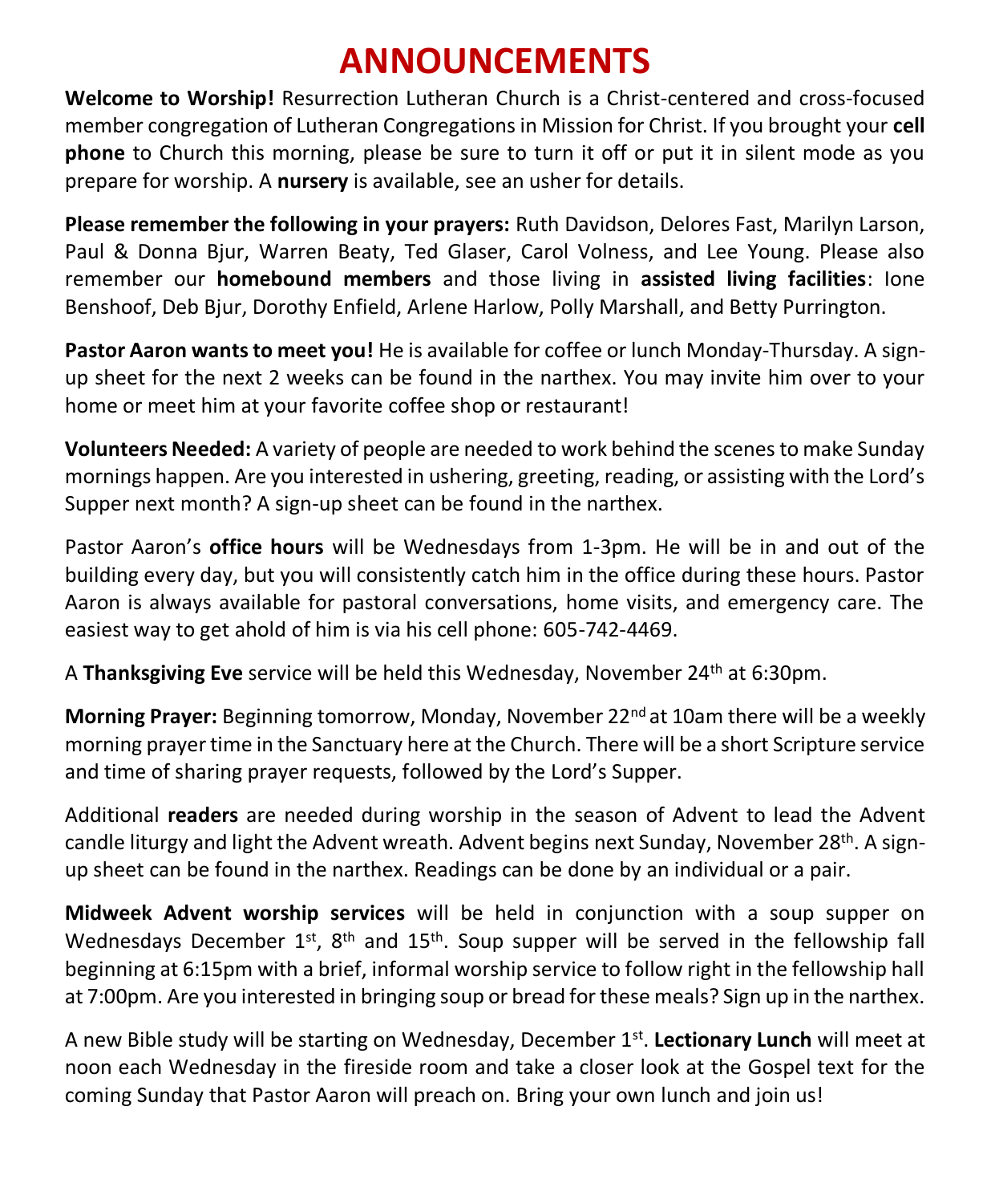# ANNOUNCEMENTS

**Welcome to Worship!** Resurrection Lutheran Church is a Christ-centered and cross-focused member congregation of Lutheran Congregations in Mission for Christ. If you brought your **cell phone** to Church this morning, please be sure to turn it off or put it in silent mode as you prepare for worship. A **nursery** is available, see an usher for details.

**Please remember the following in your prayers:** Ruth Davidson, Delores Fast, Marilyn Larson, Paul & Donna Bjur, Warren Beaty, Ted Glaser, Carol Volness, and Lee Young. Please also remember our **homebound members** and those living in **assisted living facilities**: Ione Benshoof, Deb Bjur, Dorothy Enfield, Arlene Harlow, Polly Marshall, and Betty Purrington.

**Pastor Aaron wants to meet you!** He is available for coffee or lunch Monday-Thursday. A sign-up sheet for the next 2 weeks can be found in the narthex. You may invite him over to your home or meet him at your favorite coffee shop or restaurant!

**Volunteers Needed:** A variety of people are needed to work behind the scenes to make Sunday mornings happen. Are you interested in ushering, greeting, reading, or assisting with the Lord's Supper next month? A sign-up sheet can be found in the narthex.

Pastor Aaron's **office hours** will be Wednesdays from 1-3pm. He will be in and out of the building every day, but you will consistently catch him in the office during these hours. Pastor Aaron is always available for pastoral conversations, home visits, and emergency care. The easiest way to get ahold of him is via his cell phone: 605-742-4469.

A **Thanksgiving Eve** service will be held this Wednesday, November 24th at 6:30pm.

**Morning Prayer:** Beginning tomorrow, Monday, November 22nd at 10am there will be a weekly morning prayer time in the Sanctuary here at the Church. There will be a short Scripture service and time of sharing prayer requests, followed by the Lord's Supper.

Additional **readers** are needed during worship in the season of Advent to lead the Advent candle liturgy and light the Advent wreath. Advent begins next Sunday, November 28th. A sign-up sheet can be found in the narthex. Readings can be done by an individual or a pair.

**Midweek Advent worship services** will be held in conjunction with a soup supper on Wednesdays December 1st, 8th and 15th. Soup supper will be served in the fellowship fall beginning at 6:15pm with a brief, informal worship service to follow right in the fellowship hall at 7:00pm. Are you interested in bringing soup or bread for these meals? Sign up in the narthex.

A new Bible study will be starting on Wednesday, December 1st. **Lectionary Lunch** will meet at noon each Wednesday in the fireside room and take a closer look at the Gospel text for the coming Sunday that Pastor Aaron will preach on. Bring your own lunch and join us!